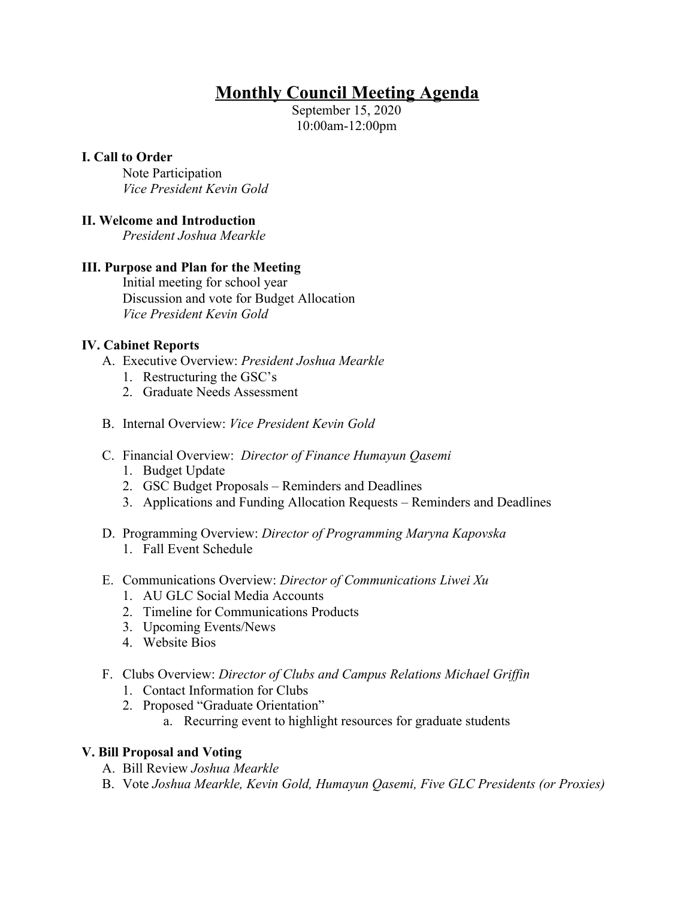# Monthly Council Meeting Agenda

September 15, 2020
10:00am-12:00pm

**I. Call to Order**

Note Participation
*Vice President Kevin Gold*

**II. Welcome and Introduction**

*President Joshua Mearkle*

**III. Purpose and Plan for the Meeting**

Initial meeting for school year
Discussion and vote for Budget Allocation
*Vice President Kevin Gold*

**IV. Cabinet Reports**

A. Executive Overview: *President Joshua Mearkle*
   1. Restructuring the GSC's
   2. Graduate Needs Assessment

B. Internal Overview: *Vice President Kevin Gold*

C. Financial Overview: *Director of Finance Humayun Qasemi*
   1. Budget Update
   2. GSC Budget Proposals – Reminders and Deadlines
   3. Applications and Funding Allocation Requests – Reminders and Deadlines

D. Programming Overview: *Director of Programming Maryna Kapovska*
   1. Fall Event Schedule

E. Communications Overview: *Director of Communications Liwei Xu*
   1. AU GLC Social Media Accounts
   2. Timeline for Communications Products
   3. Upcoming Events/News
   4. Website Bios

F. Clubs Overview: *Director of Clubs and Campus Relations Michael Griffin*
   1. Contact Information for Clubs
   2. Proposed "Graduate Orientation"
      a. Recurring event to highlight resources for graduate students

**V. Bill Proposal and Voting**

A. Bill Review *Joshua Mearkle*
B. Vote *Joshua Mearkle, Kevin Gold, Humayun Qasemi, Five GLC Presidents (or Proxies)*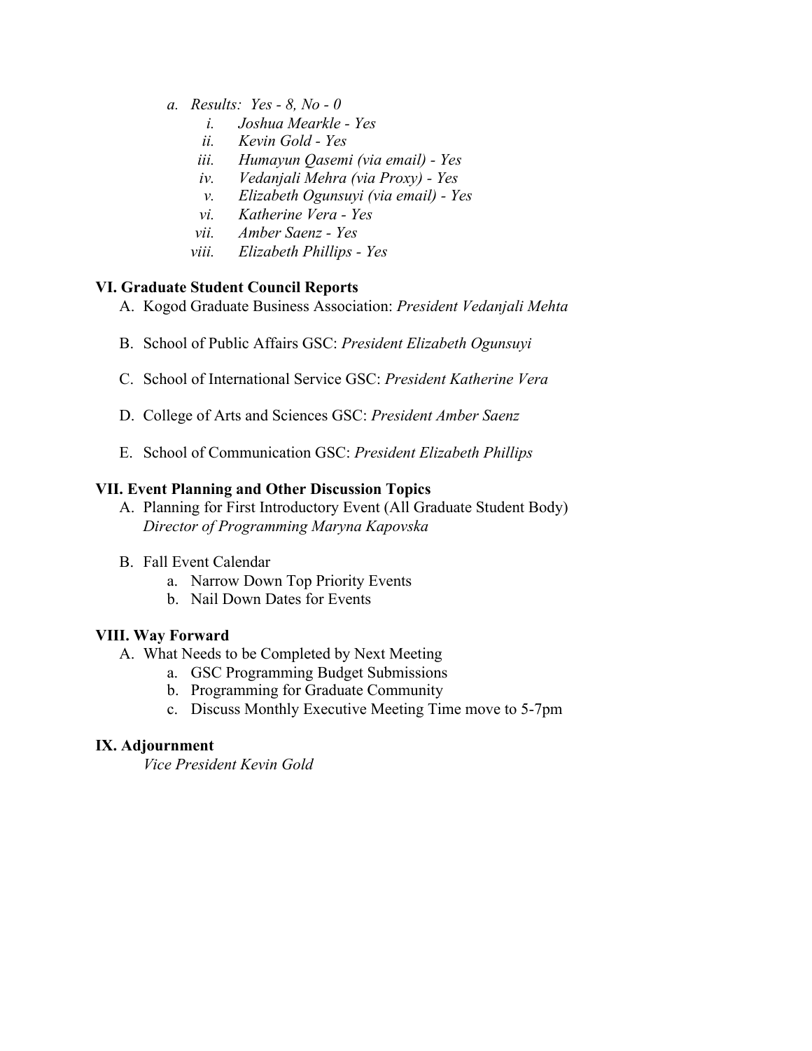*a. Results: Yes - 8, No - 0*

*i. Joshua Mearkle - Yes*
*ii. Kevin Gold - Yes*
*iii. Humayun Qasemi (via email) - Yes*
*iv. Vedanjali Mehra (via Proxy) - Yes*
*v. Elizabeth Ogunsuyi (via email) - Yes*
*vi. Katherine Vera - Yes*
*vii. Amber Saenz - Yes*
*viii. Elizabeth Phillips - Yes*

**VI. Graduate Student Council Reports**

A. Kogod Graduate Business Association: *President Vedanjali Mehta*

B. School of Public Affairs GSC: *President Elizabeth Ogunsuyi*

C. School of International Service GSC: *President Katherine Vera*

D. College of Arts and Sciences GSC: *President Amber Saenz*

E. School of Communication GSC: *President Elizabeth Phillips*

**VII. Event Planning and Other Discussion Topics**

A. Planning for First Introductory Event (All Graduate Student Body)
*Director of Programming Maryna Kapovska*

B. Fall Event Calendar

a. Narrow Down Top Priority Events
b. Nail Down Dates for Events

**VIII. Way Forward**

A. What Needs to be Completed by Next Meeting

a. GSC Programming Budget Submissions
b. Programming for Graduate Community
c. Discuss Monthly Executive Meeting Time move to 5-7pm

**IX. Adjournment**

*Vice President Kevin Gold*